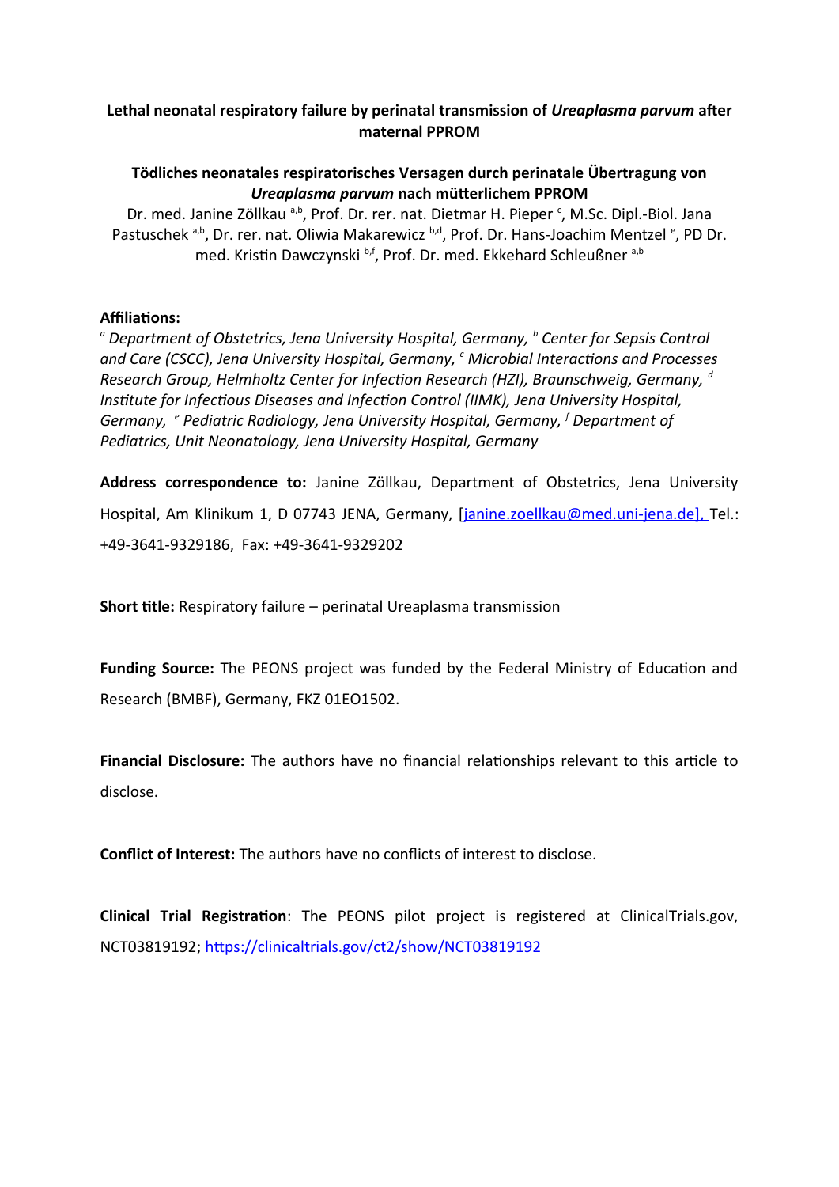**Lethal neonatal respiratory failure by perinatal transmission of *Ureaplasma parvum* after maternal PPROM**

**Tödliches neonatales respiratorisches Versagen durch perinatale Übertragung von *Ureaplasma parvum* nach mütterlichem PPROM**

Dr. med. Janine Zöllkau [a,b], Prof. Dr. rer. nat. Dietmar H. Pieper [c], M.Sc. Dipl.-Biol. Jana Pastuschek [a,b], Dr. rer. nat. Oliwia Makarewicz [b,d], Prof. Dr. Hans-Joachim Mentzel [e], PD Dr. med. Kristin Dawczynski [b,f], Prof. Dr. med. Ekkehard Schleußner [a,b]

**Affiliations:**
*[a] Department of Obstetrics, Jena University Hospital, Germany, [b] Center for Sepsis Control and Care (CSCC), Jena University Hospital, Germany, [c] Microbial Interactions and Processes Research Group, Helmholtz Center for Infection Research (HZI), Braunschweig, Germany, [d] Institute for Infectious Diseases and Infection Control (IIMK), Jena University Hospital, Germany, [e] Pediatric Radiology, Jena University Hospital, Germany, [f] Department of Pediatrics, Unit Neonatology, Jena University Hospital, Germany*

**Address correspondence to:** Janine Zöllkau, Department of Obstetrics, Jena University Hospital, Am Klinikum 1, D 07743 JENA, Germany, [janine.zoellkau@med.uni-jena.de], Tel.: +49-3641-9329186, Fax: +49-3641-9329202

**Short title:** Respiratory failure – perinatal Ureaplasma transmission

**Funding Source:** The PEONS project was funded by the Federal Ministry of Education and Research (BMBF), Germany, FKZ 01EO1502.

**Financial Disclosure:** The authors have no financial relationships relevant to this article to disclose.

**Conflict of Interest:** The authors have no conflicts of interest to disclose.

**Clinical Trial Registration**: The PEONS pilot project is registered at ClinicalTrials.gov, NCT03819192; https://clinicaltrials.gov/ct2/show/NCT03819192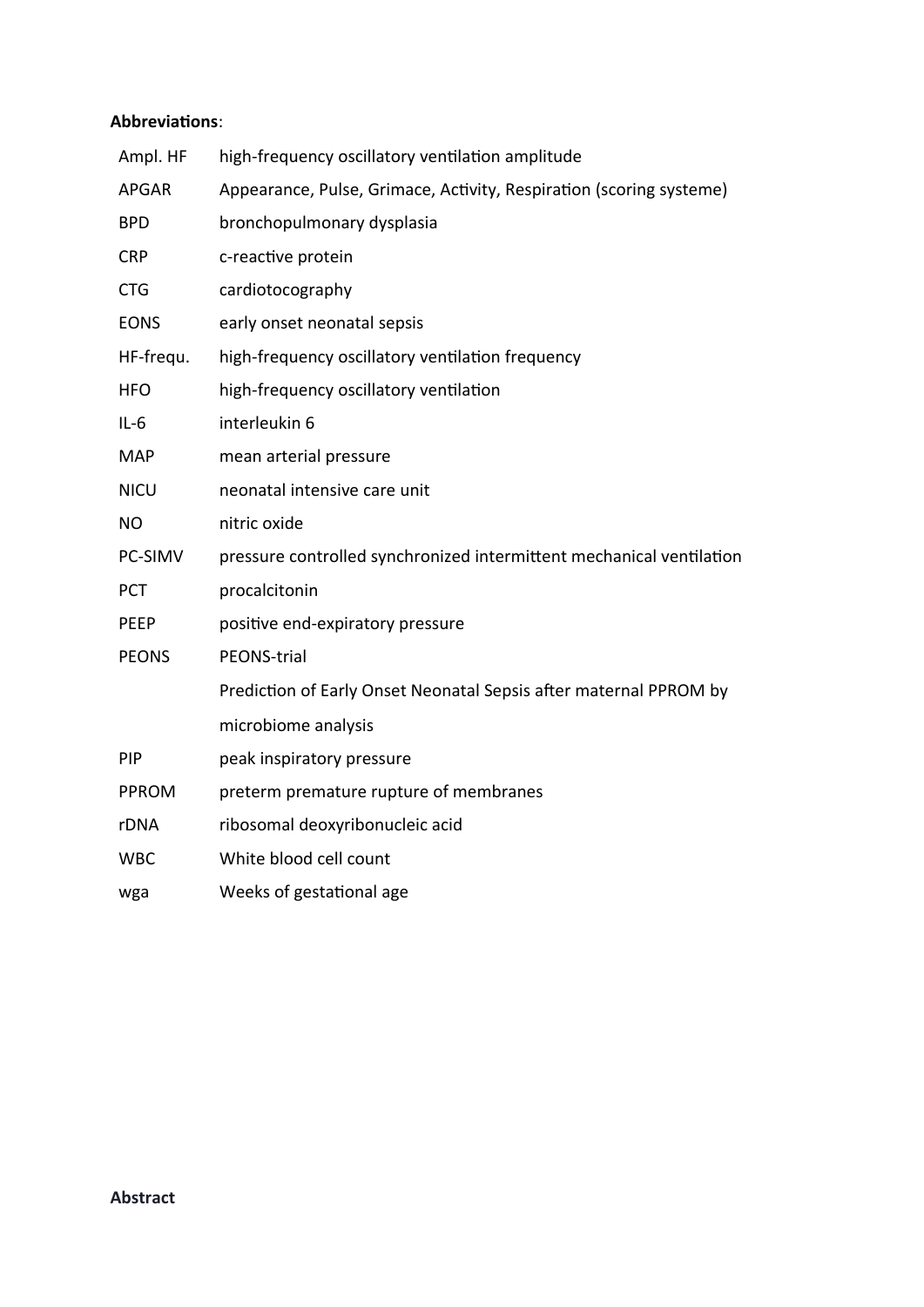**Abbreviations**:

| | |
|---|---|
| Ampl. HF | high-frequency oscillatory ventilation amplitude |
| APGAR | Appearance, Pulse, Grimace, Activity, Respiration (scoring systeme) |
| BPD | bronchopulmonary dysplasia |
| CRP | c-reactive protein |
| CTG | cardiotocography |
| EONS | early onset neonatal sepsis |
| HF-frequ. | high-frequency oscillatory ventilation frequency |
| HFO | high-frequency oscillatory ventilation |
| IL-6 | interleukin 6 |
| MAP | mean arterial pressure |
| NICU | neonatal intensive care unit |
| NO | nitric oxide |
| PC-SIMV | pressure controlled synchronized intermittent mechanical ventilation |
| PCT | procalcitonin |
| PEEP | positive end-expiratory pressure |
| PEONS | PEONS-trial Prediction of Early Onset Neonatal Sepsis after maternal PPROM by microbiome analysis |
| PIP | peak inspiratory pressure |
| PPROM | preterm premature rupture of membranes |
| rDNA | ribosomal deoxyribonucleic acid |
| WBC | White blood cell count |
| wga | Weeks of gestational age |

**Abstract**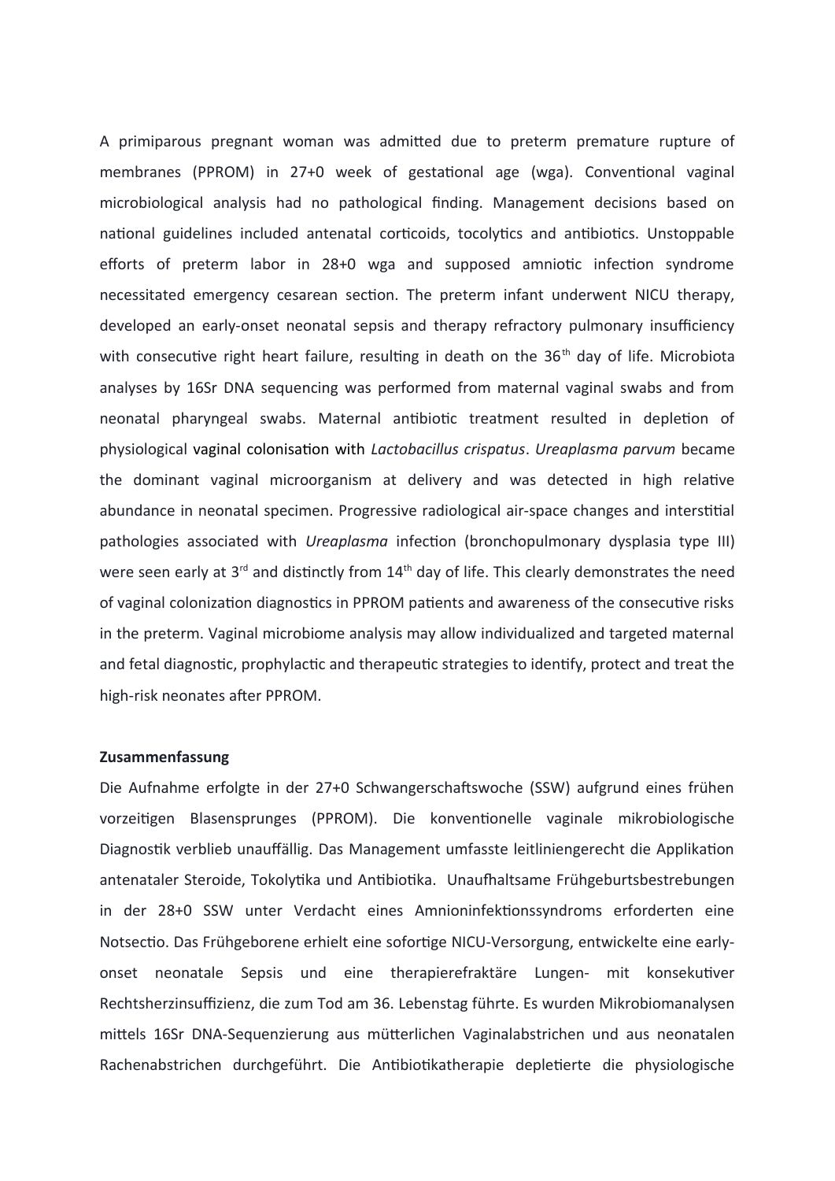A primiparous pregnant woman was admitted due to preterm premature rupture of membranes (PPROM) in 27+0 week of gestational age (wga). Conventional vaginal microbiological analysis had no pathological finding. Management decisions based on national guidelines included antenatal corticoids, tocolytics and antibiotics. Unstoppable efforts of preterm labor in 28+0 wga and supposed amniotic infection syndrome necessitated emergency cesarean section. The preterm infant underwent NICU therapy, developed an early-onset neonatal sepsis and therapy refractory pulmonary insufficiency with consecutive right heart failure, resulting in death on the 36th day of life. Microbiota analyses by 16Sr DNA sequencing was performed from maternal vaginal swabs and from neonatal pharyngeal swabs. Maternal antibiotic treatment resulted in depletion of physiological vaginal colonisation with *Lactobacillus crispatus*. *Ureaplasma parvum* became the dominant vaginal microorganism at delivery and was detected in high relative abundance in neonatal specimen. Progressive radiological air-space changes and interstitial pathologies associated with *Ureaplasma* infection (bronchopulmonary dysplasia type III) were seen early at 3rd and distinctly from 14th day of life. This clearly demonstrates the need of vaginal colonization diagnostics in PPROM patients and awareness of the consecutive risks in the preterm. Vaginal microbiome analysis may allow individualized and targeted maternal and fetal diagnostic, prophylactic and therapeutic strategies to identify, protect and treat the high-risk neonates after PPROM.

**Zusammenfassung**

Die Aufnahme erfolgte in der 27+0 Schwangerschaftswoche (SSW) aufgrund eines frühen vorzeitigen Blasensprunges (PPROM). Die konventionelle vaginale mikrobiologische Diagnostik verblieb unauffällig. Das Management umfasste leitliniengerecht die Applikation antenataler Steroide, Tokolytika und Antibiotika. Unaufhaltsame Frühgeburtsbestrebungen in der 28+0 SSW unter Verdacht eines Amnioninfektionssyndroms erforderten eine Notsectio. Das Frühgeborene erhielt eine sofortige NICU-Versorgung, entwickelte eine early-onset neonatale Sepsis und eine therapierefraktäre Lungen- mit konsekutiver Rechtsherzinsuffizienz, die zum Tod am 36. Lebenstag führte. Es wurden Mikrobiomanalysen mittels 16Sr DNA-Sequenzierung aus mütterlichen Vaginalabstrichen und aus neonatalen Rachenabstrichen durchgeführt. Die Antibiotikatherapie depletierte die physiologische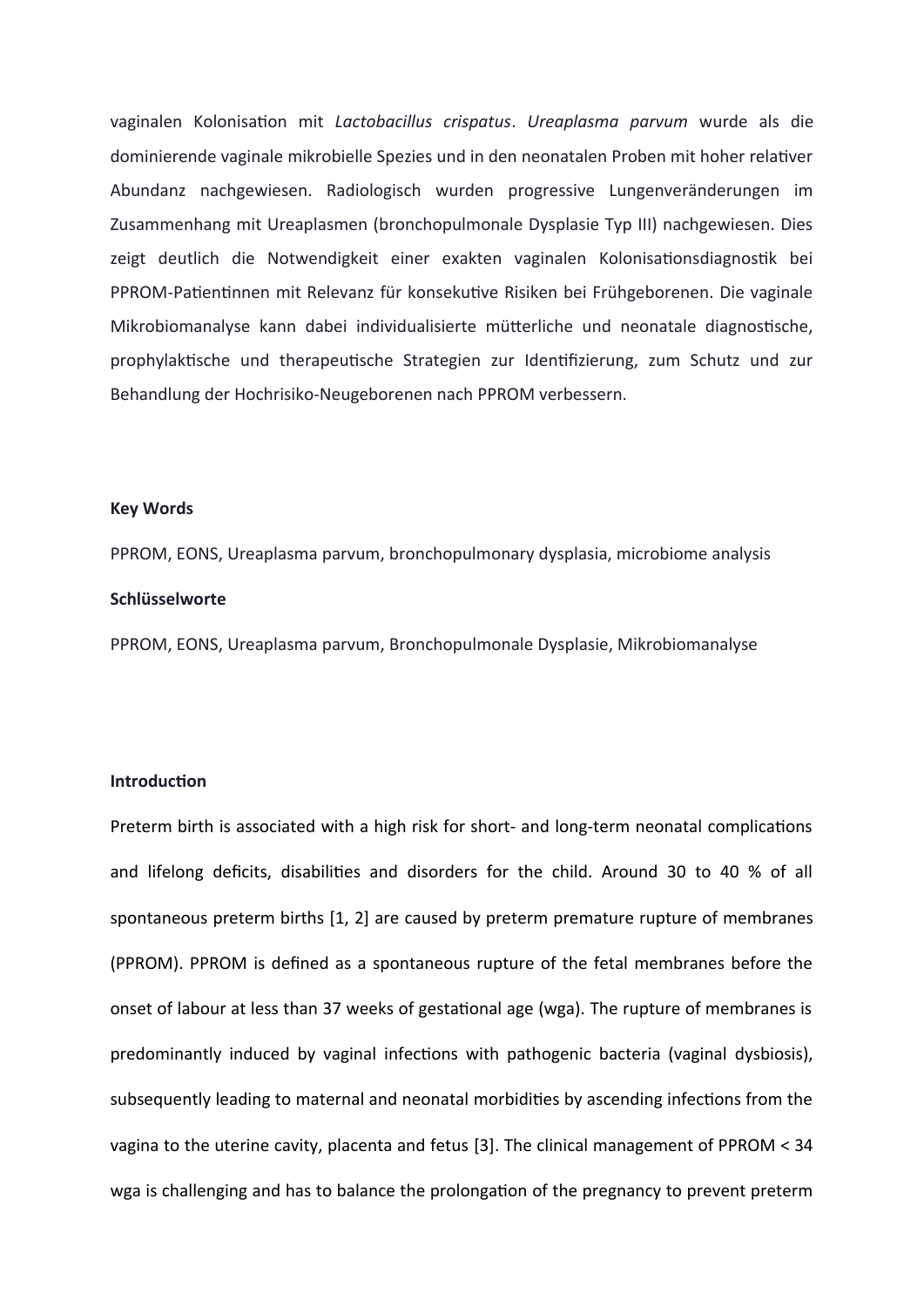vaginalen Kolonisation mit *Lactobacillus crispatus*. *Ureaplasma parvum* wurde als die dominierende vaginale mikrobielle Spezies und in den neonatalen Proben mit hoher relativer Abundanz nachgewiesen. Radiologisch wurden progressive Lungenveränderungen im Zusammenhang mit Ureaplasmen (bronchopulmonale Dysplasie Typ III) nachgewiesen. Dies zeigt deutlich die Notwendigkeit einer exakten vaginalen Kolonisationsdiagnostik bei PPROM-Patientinnen mit Relevanz für konsekutive Risiken bei Frühgeborenen. Die vaginale Mikrobiomanalyse kann dabei individualisierte mütterliche und neonatale diagnostische, prophylaktische und therapeutische Strategien zur Identifizierung, zum Schutz und zur Behandlung der Hochrisiko-Neugeborenen nach PPROM verbessern.

**Key Words**

PPROM, EONS, Ureaplasma parvum, bronchopulmonary dysplasia, microbiome analysis

**Schlüsselworte**

PPROM, EONS, Ureaplasma parvum, Bronchopulmonale Dysplasie, Mikrobiomanalyse

## Introduction

Preterm birth is associated with a high risk for short- and long-term neonatal complications and lifelong deficits, disabilities and disorders for the child. Around 30 to 40 % of all spontaneous preterm births [1, 2] are caused by preterm premature rupture of membranes (PPROM). PPROM is defined as a spontaneous rupture of the fetal membranes before the onset of labour at less than 37 weeks of gestational age (wga). The rupture of membranes is predominantly induced by vaginal infections with pathogenic bacteria (vaginal dysbiosis), subsequently leading to maternal and neonatal morbidities by ascending infections from the vagina to the uterine cavity, placenta and fetus [3]. The clinical management of PPROM < 34 wga is challenging and has to balance the prolongation of the pregnancy to prevent preterm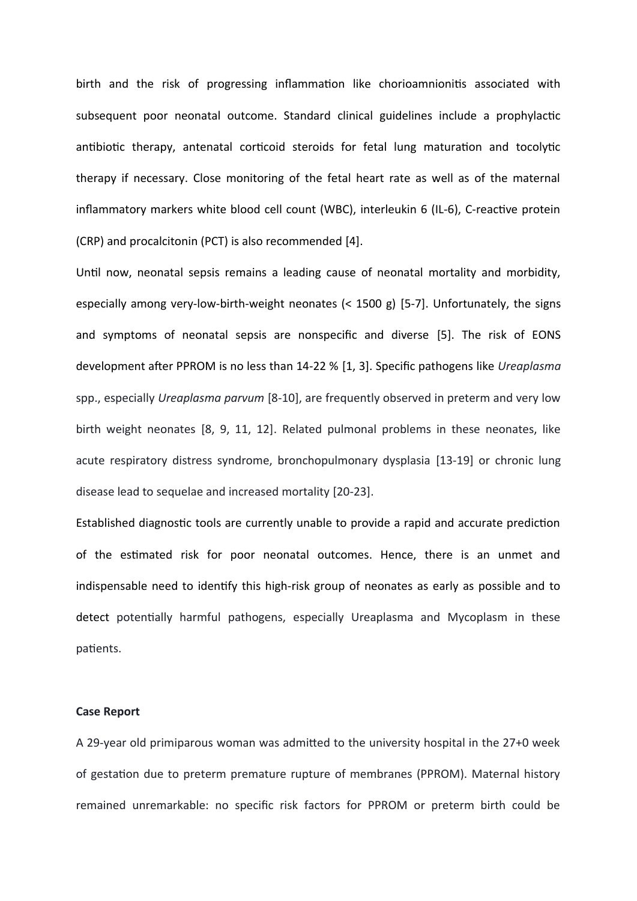birth and the risk of progressing inflammation like chorioamnionitis associated with subsequent poor neonatal outcome. Standard clinical guidelines include a prophylactic antibiotic therapy, antenatal corticoid steroids for fetal lung maturation and tocolytic therapy if necessary. Close monitoring of the fetal heart rate as well as of the maternal inflammatory markers white blood cell count (WBC), interleukin 6 (IL-6), C-reactive protein (CRP) and procalcitonin (PCT) is also recommended [4].

Until now, neonatal sepsis remains a leading cause of neonatal mortality and morbidity, especially among very-low-birth-weight neonates (< 1500 g) [5-7]. Unfortunately, the signs and symptoms of neonatal sepsis are nonspecific and diverse [5]. The risk of EONS development after PPROM is no less than 14-22 % [1, 3]. Specific pathogens like *Ureaplasma* spp., especially *Ureaplasma parvum* [8-10], are frequently observed in preterm and very low birth weight neonates [8, 9, 11, 12]. Related pulmonal problems in these neonates, like acute respiratory distress syndrome, bronchopulmonary dysplasia [13-19] or chronic lung disease lead to sequelae and increased mortality [20-23].

Established diagnostic tools are currently unable to provide a rapid and accurate prediction of the estimated risk for poor neonatal outcomes. Hence, there is an unmet and indispensable need to identify this high-risk group of neonates as early as possible and to detect potentially harmful pathogens, especially Ureaplasma and Mycoplasm in these patients.

**Case Report**

A 29-year old primiparous woman was admitted to the university hospital in the 27+0 week of gestation due to preterm premature rupture of membranes (PPROM). Maternal history remained unremarkable: no specific risk factors for PPROM or preterm birth could be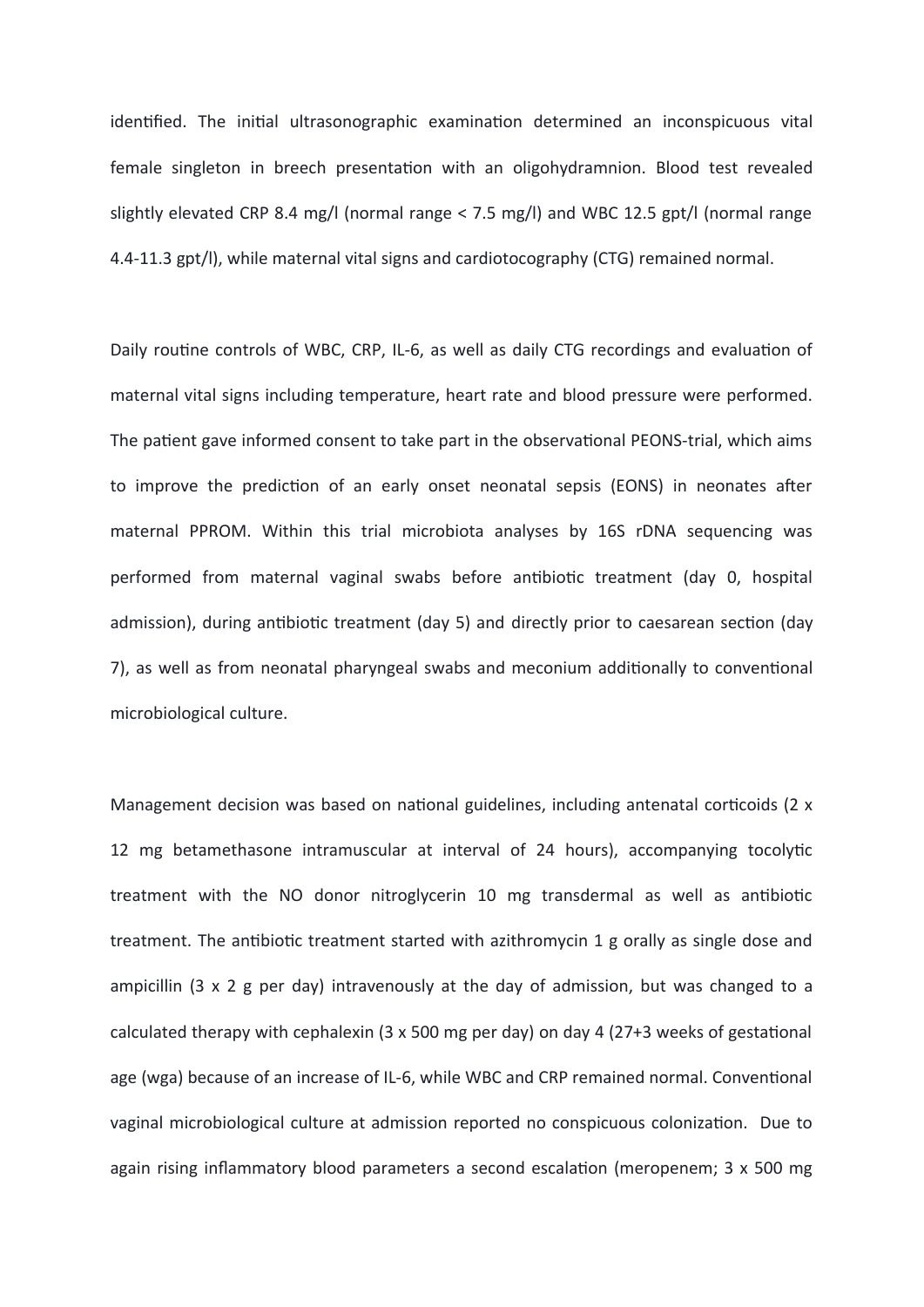identified. The initial ultrasonographic examination determined an inconspicuous vital female singleton in breech presentation with an oligohydramnion. Blood test revealed slightly elevated CRP 8.4 mg/l (normal range < 7.5 mg/l) and WBC 12.5 gpt/l (normal range 4.4-11.3 gpt/l), while maternal vital signs and cardiotocography (CTG) remained normal.

Daily routine controls of WBC, CRP, IL-6, as well as daily CTG recordings and evaluation of maternal vital signs including temperature, heart rate and blood pressure were performed. The patient gave informed consent to take part in the observational PEONS-trial, which aims to improve the prediction of an early onset neonatal sepsis (EONS) in neonates after maternal PPROM. Within this trial microbiota analyses by 16S rDNA sequencing was performed from maternal vaginal swabs before antibiotic treatment (day 0, hospital admission), during antibiotic treatment (day 5) and directly prior to caesarean section (day 7), as well as from neonatal pharyngeal swabs and meconium additionally to conventional microbiological culture.

Management decision was based on national guidelines, including antenatal corticoids (2 x 12 mg betamethasone intramuscular at interval of 24 hours), accompanying tocolytic treatment with the NO donor nitroglycerin 10 mg transdermal as well as antibiotic treatment. The antibiotic treatment started with azithromycin 1 g orally as single dose and ampicillin (3 x 2 g per day) intravenously at the day of admission, but was changed to a calculated therapy with cephalexin (3 x 500 mg per day) on day 4 (27+3 weeks of gestational age (wga) because of an increase of IL-6, while WBC and CRP remained normal. Conventional vaginal microbiological culture at admission reported no conspicuous colonization. Due to again rising inflammatory blood parameters a second escalation (meropenem; 3 x 500 mg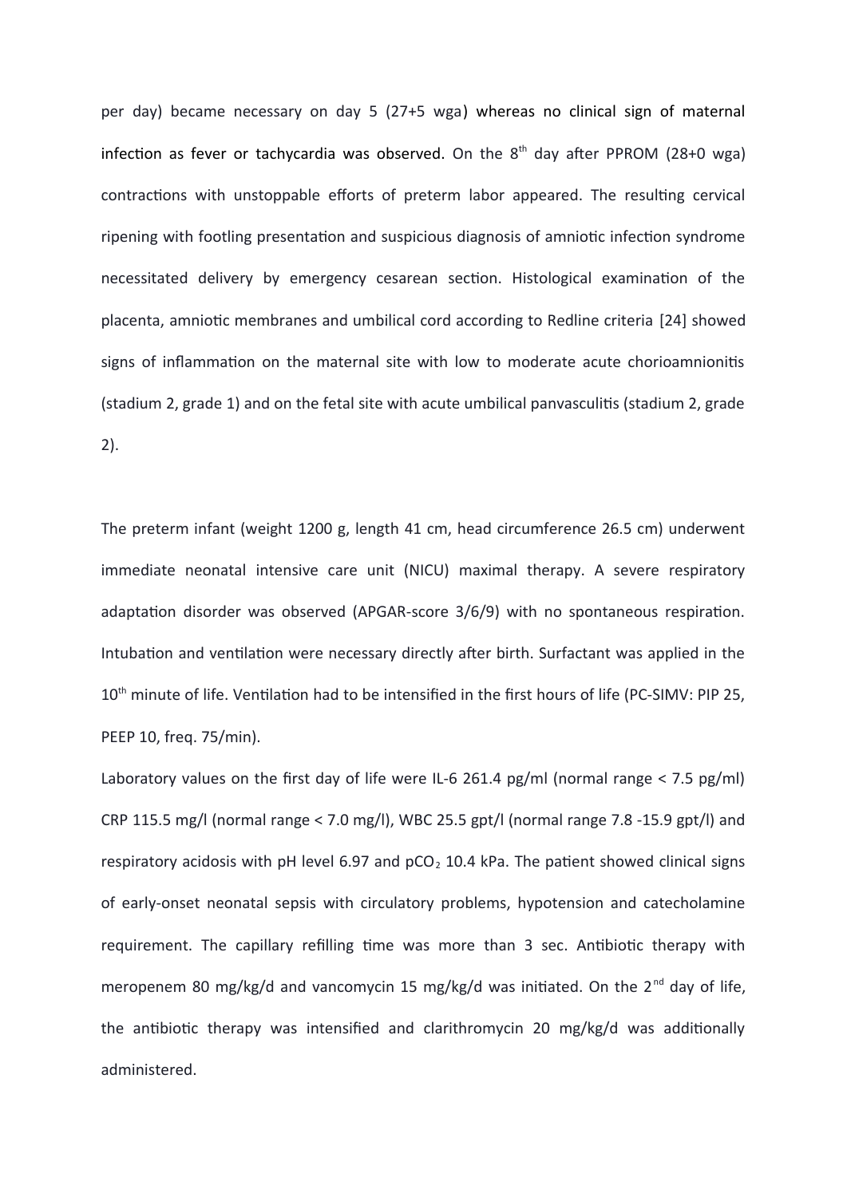per day) became necessary on day 5 (27+5 wga) whereas no clinical sign of maternal infection as fever or tachycardia was observed. On the 8th day after PPROM (28+0 wga) contractions with unstoppable efforts of preterm labor appeared. The resulting cervical ripening with footling presentation and suspicious diagnosis of amniotic infection syndrome necessitated delivery by emergency cesarean section. Histological examination of the placenta, amniotic membranes and umbilical cord according to Redline criteria [24] showed signs of inflammation on the maternal site with low to moderate acute chorioamnionitis (stadium 2, grade 1) and on the fetal site with acute umbilical panvasculitis (stadium 2, grade 2).

The preterm infant (weight 1200 g, length 41 cm, head circumference 26.5 cm) underwent immediate neonatal intensive care unit (NICU) maximal therapy. A severe respiratory adaptation disorder was observed (APGAR-score 3/6/9) with no spontaneous respiration. Intubation and ventilation were necessary directly after birth. Surfactant was applied in the 10th minute of life. Ventilation had to be intensified in the first hours of life (PC-SIMV: PIP 25, PEEP 10, freq. 75/min).

Laboratory values on the first day of life were IL-6 261.4 pg/ml (normal range < 7.5 pg/ml) CRP 115.5 mg/l (normal range < 7.0 mg/l), WBC 25.5 gpt/l (normal range 7.8 -15.9 gpt/l) and respiratory acidosis with pH level 6.97 and $pCO_2$ 10.4 kPa. The patient showed clinical signs of early-onset neonatal sepsis with circulatory problems, hypotension and catecholamine requirement. The capillary refilling time was more than 3 sec. Antibiotic therapy with meropenem 80 mg/kg/d and vancomycin 15 mg/kg/d was initiated. On the 2nd day of life, the antibiotic therapy was intensified and clarithromycin 20 mg/kg/d was additionally administered.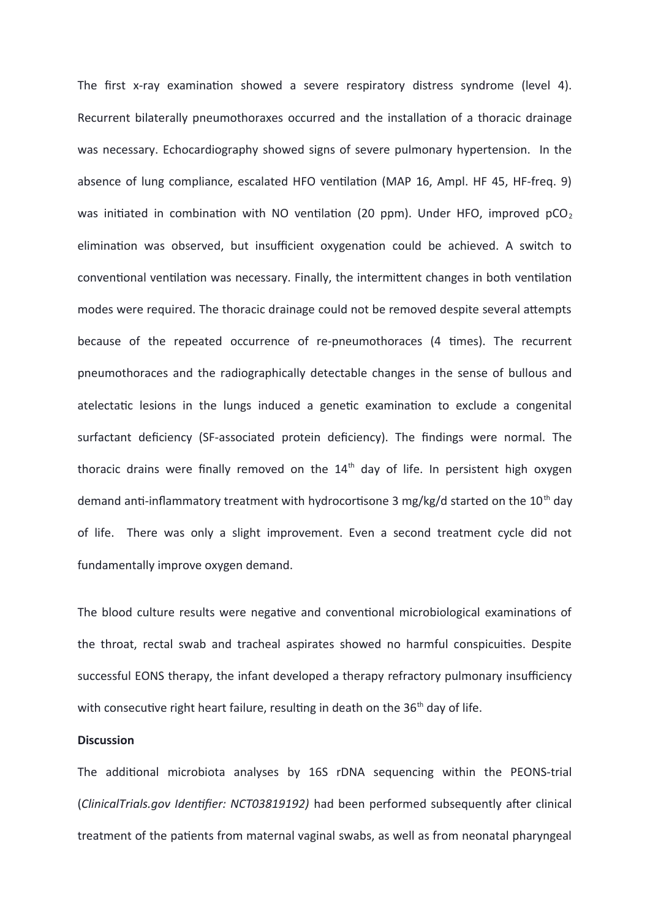The first x-ray examination showed a severe respiratory distress syndrome (level 4). Recurrent bilaterally pneumothoraxes occurred and the installation of a thoracic drainage was necessary. Echocardiography showed signs of severe pulmonary hypertension. In the absence of lung compliance, escalated HFO ventilation (MAP 16, Ampl. HF 45, HF-freq. 9) was initiated in combination with NO ventilation (20 ppm). Under HFO, improved $pCO_2$ elimination was observed, but insufficient oxygenation could be achieved. A switch to conventional ventilation was necessary. Finally, the intermittent changes in both ventilation modes were required. The thoracic drainage could not be removed despite several attempts because of the repeated occurrence of re-pneumothoraces (4 times). The recurrent pneumothoraces and the radiographically detectable changes in the sense of bullous and atelectatic lesions in the lungs induced a genetic examination to exclude a congenital surfactant deficiency (SF-associated protein deficiency). The findings were normal. The thoracic drains were finally removed on the 14$^{th}$ day of life. In persistent high oxygen demand anti-inflammatory treatment with hydrocortisone 3 mg/kg/d started on the 10$^{th}$ day of life. There was only a slight improvement. Even a second treatment cycle did not fundamentally improve oxygen demand.

The blood culture results were negative and conventional microbiological examinations of the throat, rectal swab and tracheal aspirates showed no harmful conspicuities. Despite successful EONS therapy, the infant developed a therapy refractory pulmonary insufficiency with consecutive right heart failure, resulting in death on the 36$^{th}$ day of life.

**Discussion**

The additional microbiota analyses by 16S rDNA sequencing within the PEONS-trial (*ClinicalTrials.gov Identifier: NCT03819192)* had been performed subsequently after clinical treatment of the patients from maternal vaginal swabs, as well as from neonatal pharyngeal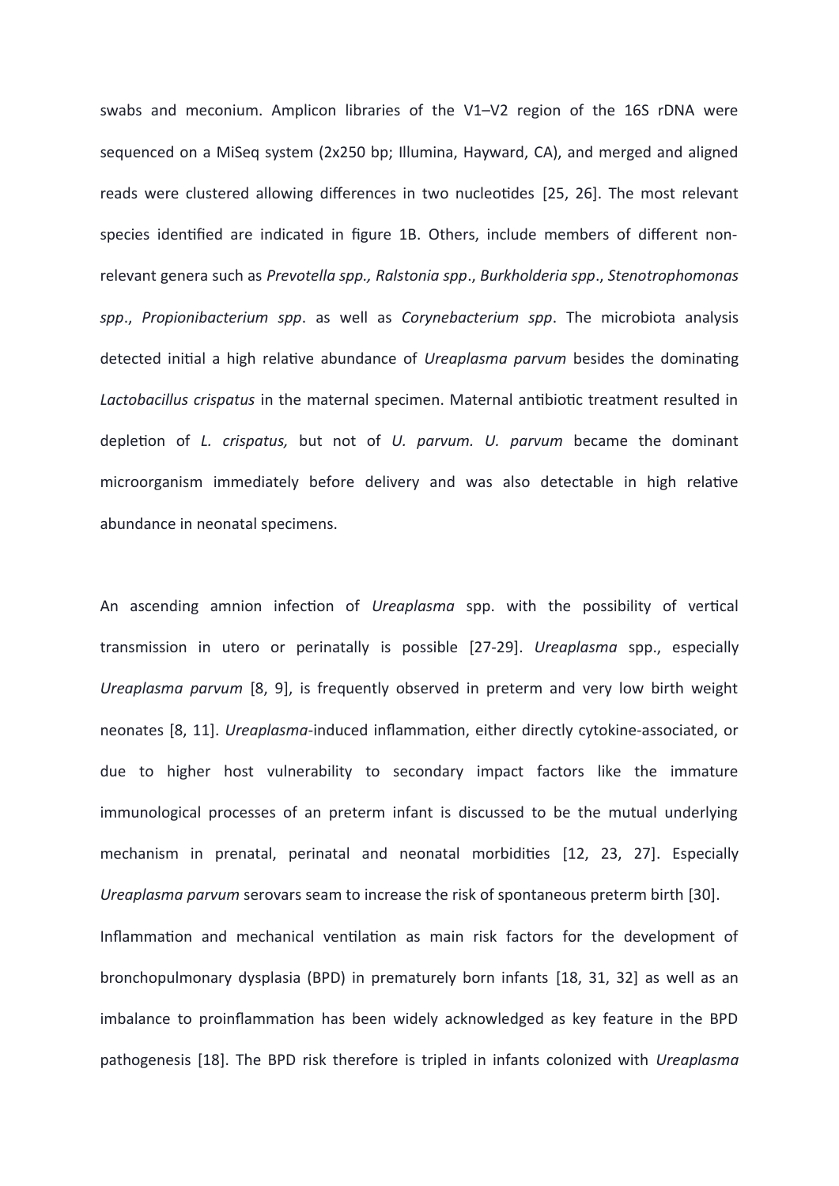swabs and meconium. Amplicon libraries of the V1–V2 region of the 16S rDNA were sequenced on a MiSeq system (2x250 bp; Illumina, Hayward, CA), and merged and aligned reads were clustered allowing differences in two nucleotides [25, 26]. The most relevant species identified are indicated in figure 1B. Others, include members of different non-relevant genera such as *Prevotella spp., Ralstonia spp*., *Burkholderia spp*., *Stenotrophomonas spp*., *Propionibacterium spp*. as well as *Corynebacterium spp*. The microbiota analysis detected initial a high relative abundance of *Ureaplasma parvum* besides the dominating *Lactobacillus crispatus* in the maternal specimen. Maternal antibiotic treatment resulted in depletion of *L. crispatus,* but not of *U. parvum. U. parvum* became the dominant microorganism immediately before delivery and was also detectable in high relative abundance in neonatal specimens.

An ascending amnion infection of *Ureaplasma* spp. with the possibility of vertical transmission in utero or perinatally is possible [27-29]. *Ureaplasma* spp., especially *Ureaplasma parvum* [8, 9], is frequently observed in preterm and very low birth weight neonates [8, 11]. *Ureaplasma*-induced inflammation, either directly cytokine-associated, or due to higher host vulnerability to secondary impact factors like the immature immunological processes of an preterm infant is discussed to be the mutual underlying mechanism in prenatal, perinatal and neonatal morbidities [12, 23, 27]. Especially *Ureaplasma parvum* serovars seam to increase the risk of spontaneous preterm birth [30].

Inflammation and mechanical ventilation as main risk factors for the development of bronchopulmonary dysplasia (BPD) in prematurely born infants [18, 31, 32] as well as an imbalance to proinflammation has been widely acknowledged as key feature in the BPD pathogenesis [18]. The BPD risk therefore is tripled in infants colonized with *Ureaplasma*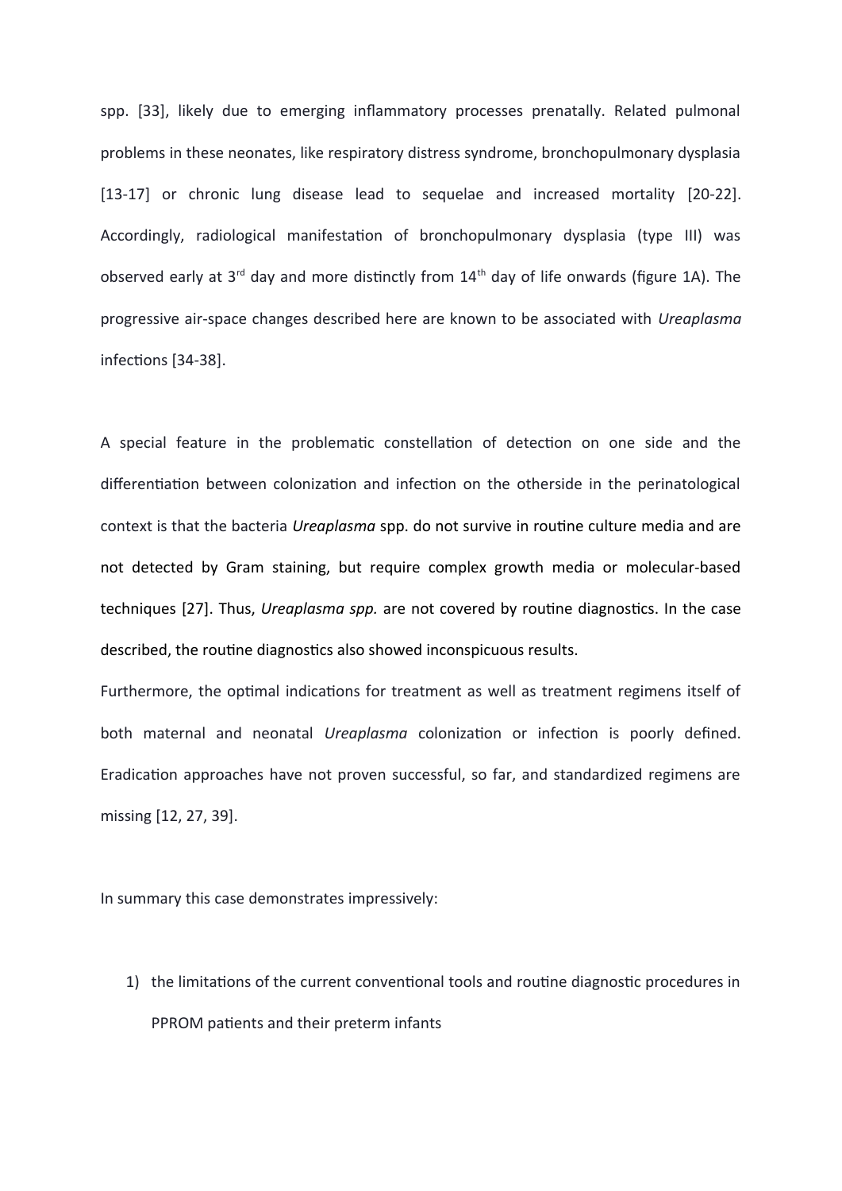spp. [33], likely due to emerging inflammatory processes prenatally. Related pulmonal problems in these neonates, like respiratory distress syndrome, bronchopulmonary dysplasia [13-17] or chronic lung disease lead to sequelae and increased mortality [20-22]. Accordingly, radiological manifestation of bronchopulmonary dysplasia (type III) was observed early at 3rd day and more distinctly from 14th day of life onwards (figure 1A). The progressive air-space changes described here are known to be associated with *Ureaplasma* infections [34-38].

A special feature in the problematic constellation of detection on one side and the differentiation between colonization and infection on the otherside in the perinatological context is that the bacteria *Ureaplasma* spp. do not survive in routine culture media and are not detected by Gram staining, but require complex growth media or molecular-based techniques [27]. Thus, *Ureaplasma spp.* are not covered by routine diagnostics. In the case described, the routine diagnostics also showed inconspicuous results.

Furthermore, the optimal indications for treatment as well as treatment regimens itself of both maternal and neonatal *Ureaplasma* colonization or infection is poorly defined. Eradication approaches have not proven successful, so far, and standardized regimens are missing [12, 27, 39].

In summary this case demonstrates impressively:

1) the limitations of the current conventional tools and routine diagnostic procedures in PPROM patients and their preterm infants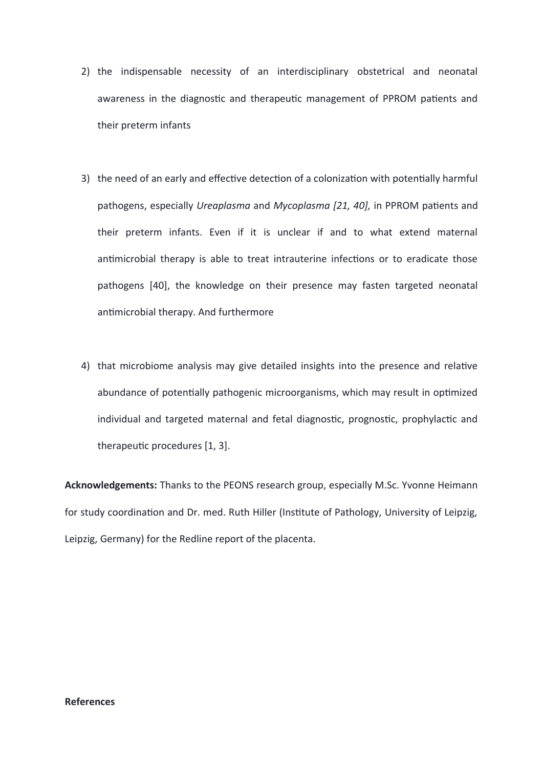2) the indispensable necessity of an interdisciplinary obstetrical and neonatal awareness in the diagnostic and therapeutic management of PPROM patients and their preterm infants

3) the need of an early and effective detection of a colonization with potentially harmful pathogens, especially *Ureaplasma* and *Mycoplasma [21, 40],* in PPROM patients and their preterm infants. Even if it is unclear if and to what extend maternal antimicrobial therapy is able to treat intrauterine infections or to eradicate those pathogens [40], the knowledge on their presence may fasten targeted neonatal antimicrobial therapy. And furthermore

4) that microbiome analysis may give detailed insights into the presence and relative abundance of potentially pathogenic microorganisms, which may result in optimized individual and targeted maternal and fetal diagnostic, prognostic, prophylactic and therapeutic procedures [1, 3].

**Acknowledgements:** Thanks to the PEONS research group, especially M.Sc. Yvonne Heimann for study coordination and Dr. med. Ruth Hiller (Institute of Pathology, University of Leipzig, Leipzig, Germany) for the Redline report of the placenta.

**References**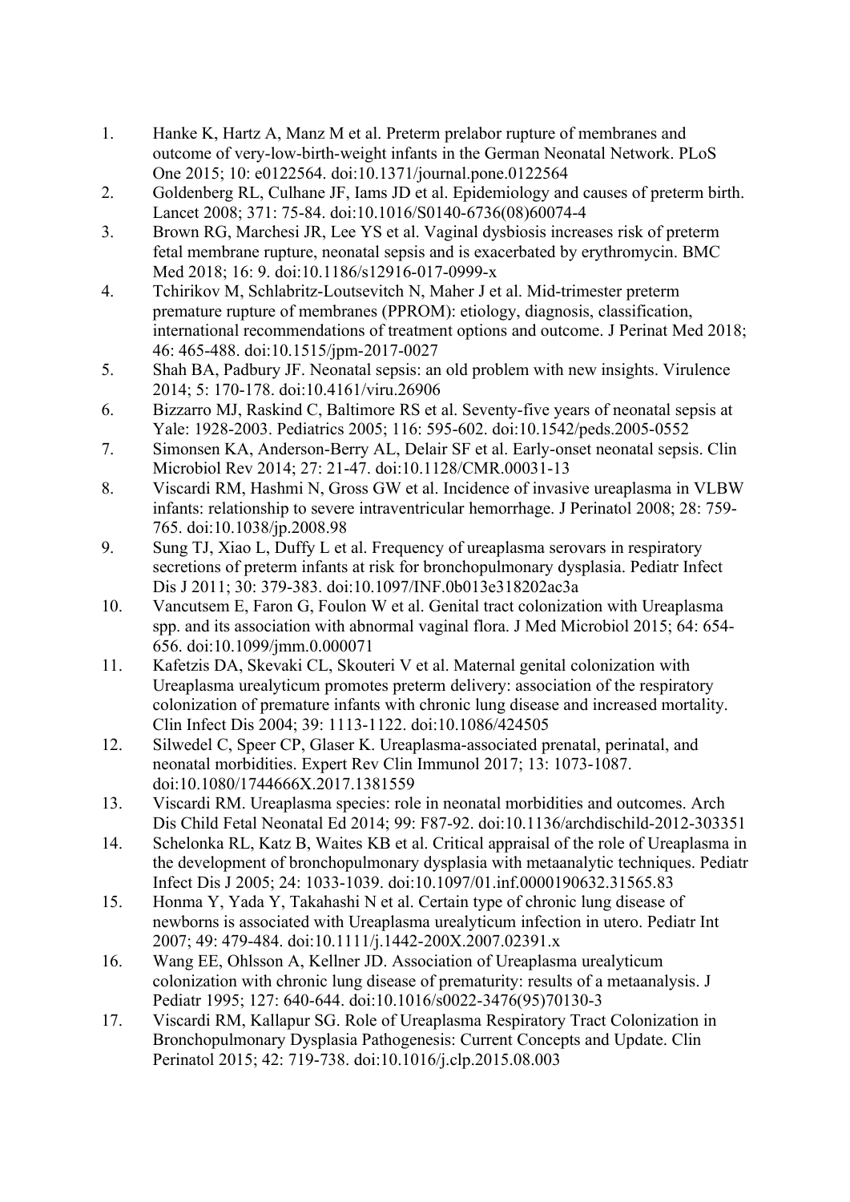1. Hanke K, Hartz A, Manz M et al. Preterm prelabor rupture of membranes and outcome of very-low-birth-weight infants in the German Neonatal Network. PLoS One 2015; 10: e0122564. doi:10.1371/journal.pone.0122564
2. Goldenberg RL, Culhane JF, Iams JD et al. Epidemiology and causes of preterm birth. Lancet 2008; 371: 75-84. doi:10.1016/S0140-6736(08)60074-4
3. Brown RG, Marchesi JR, Lee YS et al. Vaginal dysbiosis increases risk of preterm fetal membrane rupture, neonatal sepsis and is exacerbated by erythromycin. BMC Med 2018; 16: 9. doi:10.1186/s12916-017-0999-x
4. Tchirikov M, Schlabritz-Loutsevitch N, Maher J et al. Mid-trimester preterm premature rupture of membranes (PPROM): etiology, diagnosis, classification, international recommendations of treatment options and outcome. J Perinat Med 2018; 46: 465-488. doi:10.1515/jpm-2017-0027
5. Shah BA, Padbury JF. Neonatal sepsis: an old problem with new insights. Virulence 2014; 5: 170-178. doi:10.4161/viru.26906
6. Bizzarro MJ, Raskind C, Baltimore RS et al. Seventy-five years of neonatal sepsis at Yale: 1928-2003. Pediatrics 2005; 116: 595-602. doi:10.1542/peds.2005-0552
7. Simonsen KA, Anderson-Berry AL, Delair SF et al. Early-onset neonatal sepsis. Clin Microbiol Rev 2014; 27: 21-47. doi:10.1128/CMR.00031-13
8. Viscardi RM, Hashmi N, Gross GW et al. Incidence of invasive ureaplasma in VLBW infants: relationship to severe intraventricular hemorrhage. J Perinatol 2008; 28: 759-765. doi:10.1038/jp.2008.98
9. Sung TJ, Xiao L, Duffy L et al. Frequency of ureaplasma serovars in respiratory secretions of preterm infants at risk for bronchopulmonary dysplasia. Pediatr Infect Dis J 2011; 30: 379-383. doi:10.1097/INF.0b013e318202ac3a
10. Vancutsem E, Faron G, Foulon W et al. Genital tract colonization with Ureaplasma spp. and its association with abnormal vaginal flora. J Med Microbiol 2015; 64: 654-656. doi:10.1099/jmm.0.000071
11. Kafetzis DA, Skevaki CL, Skouteri V et al. Maternal genital colonization with Ureaplasma urealyticum promotes preterm delivery: association of the respiratory colonization of premature infants with chronic lung disease and increased mortality. Clin Infect Dis 2004; 39: 1113-1122. doi:10.1086/424505
12. Silwedel C, Speer CP, Glaser K. Ureaplasma-associated prenatal, perinatal, and neonatal morbidities. Expert Rev Clin Immunol 2017; 13: 1073-1087. doi:10.1080/1744666X.2017.1381559
13. Viscardi RM. Ureaplasma species: role in neonatal morbidities and outcomes. Arch Dis Child Fetal Neonatal Ed 2014; 99: F87-92. doi:10.1136/archdischild-2012-303351
14. Schelonka RL, Katz B, Waites KB et al. Critical appraisal of the role of Ureaplasma in the development of bronchopulmonary dysplasia with metaanalytic techniques. Pediatr Infect Dis J 2005; 24: 1033-1039. doi:10.1097/01.inf.0000190632.31565.83
15. Honma Y, Yada Y, Takahashi N et al. Certain type of chronic lung disease of newborns is associated with Ureaplasma urealyticum infection in utero. Pediatr Int 2007; 49: 479-484. doi:10.1111/j.1442-200X.2007.02391.x
16. Wang EE, Ohlsson A, Kellner JD. Association of Ureaplasma urealyticum colonization with chronic lung disease of prematurity: results of a metaanalysis. J Pediatr 1995; 127: 640-644. doi:10.1016/s0022-3476(95)70130-3
17. Viscardi RM, Kallapur SG. Role of Ureaplasma Respiratory Tract Colonization in Bronchopulmonary Dysplasia Pathogenesis: Current Concepts and Update. Clin Perinatol 2015; 42: 719-738. doi:10.1016/j.clp.2015.08.003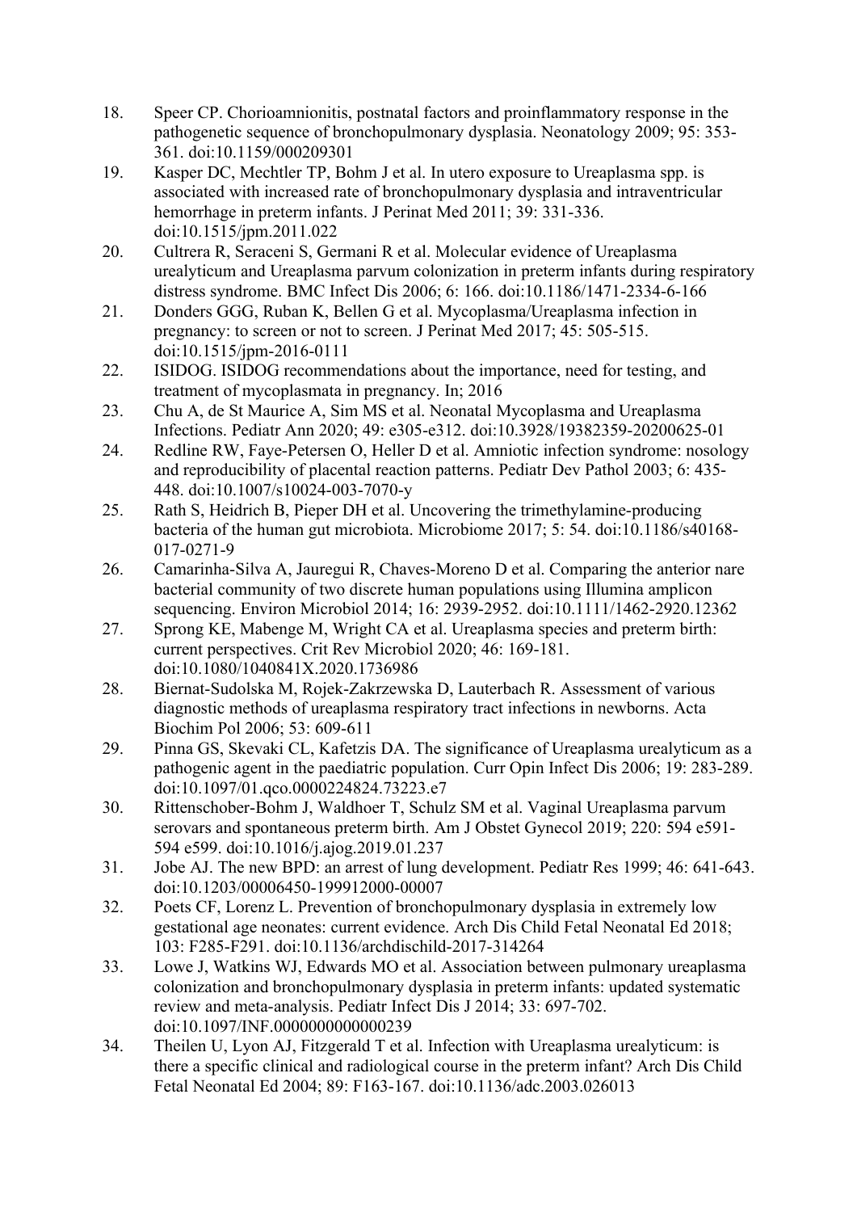18. Speer CP. Chorioamnionitis, postnatal factors and proinflammatory response in the pathogenetic sequence of bronchopulmonary dysplasia. Neonatology 2009; 95: 353-361. doi:10.1159/000209301
19. Kasper DC, Mechtler TP, Bohm J et al. In utero exposure to Ureaplasma spp. is associated with increased rate of bronchopulmonary dysplasia and intraventricular hemorrhage in preterm infants. J Perinat Med 2011; 39: 331-336. doi:10.1515/jpm.2011.022
20. Cultrera R, Seraceni S, Germani R et al. Molecular evidence of Ureaplasma urealyticum and Ureaplasma parvum colonization in preterm infants during respiratory distress syndrome. BMC Infect Dis 2006; 6: 166. doi:10.1186/1471-2334-6-166
21. Donders GGG, Ruban K, Bellen G et al. Mycoplasma/Ureaplasma infection in pregnancy: to screen or not to screen. J Perinat Med 2017; 45: 505-515. doi:10.1515/jpm-2016-0111
22. ISIDOG. ISIDOG recommendations about the importance, need for testing, and treatment of mycoplasmata in pregnancy. In; 2016
23. Chu A, de St Maurice A, Sim MS et al. Neonatal Mycoplasma and Ureaplasma Infections. Pediatr Ann 2020; 49: e305-e312. doi:10.3928/19382359-20200625-01
24. Redline RW, Faye-Petersen O, Heller D et al. Amniotic infection syndrome: nosology and reproducibility of placental reaction patterns. Pediatr Dev Pathol 2003; 6: 435-448. doi:10.1007/s10024-003-7070-y
25. Rath S, Heidrich B, Pieper DH et al. Uncovering the trimethylamine-producing bacteria of the human gut microbiota. Microbiome 2017; 5: 54. doi:10.1186/s40168-017-0271-9
26. Camarinha-Silva A, Jauregui R, Chaves-Moreno D et al. Comparing the anterior nare bacterial community of two discrete human populations using Illumina amplicon sequencing. Environ Microbiol 2014; 16: 2939-2952. doi:10.1111/1462-2920.12362
27. Sprong KE, Mabenge M, Wright CA et al. Ureaplasma species and preterm birth: current perspectives. Crit Rev Microbiol 2020; 46: 169-181. doi:10.1080/1040841X.2020.1736986
28. Biernat-Sudolska M, Rojek-Zakrzewska D, Lauterbach R. Assessment of various diagnostic methods of ureaplasma respiratory tract infections in newborns. Acta Biochim Pol 2006; 53: 609-611
29. Pinna GS, Skevaki CL, Kafetzis DA. The significance of Ureaplasma urealyticum as a pathogenic agent in the paediatric population. Curr Opin Infect Dis 2006; 19: 283-289. doi:10.1097/01.qco.0000224824.73223.e7
30. Rittenschober-Bohm J, Waldhoer T, Schulz SM et al. Vaginal Ureaplasma parvum serovars and spontaneous preterm birth. Am J Obstet Gynecol 2019; 220: 594 e591-594 e599. doi:10.1016/j.ajog.2019.01.237
31. Jobe AJ. The new BPD: an arrest of lung development. Pediatr Res 1999; 46: 641-643. doi:10.1203/00006450-199912000-00007
32. Poets CF, Lorenz L. Prevention of bronchopulmonary dysplasia in extremely low gestational age neonates: current evidence. Arch Dis Child Fetal Neonatal Ed 2018; 103: F285-F291. doi:10.1136/archdischild-2017-314264
33. Lowe J, Watkins WJ, Edwards MO et al. Association between pulmonary ureaplasma colonization and bronchopulmonary dysplasia in preterm infants: updated systematic review and meta-analysis. Pediatr Infect Dis J 2014; 33: 697-702. doi:10.1097/INF.0000000000000239
34. Theilen U, Lyon AJ, Fitzgerald T et al. Infection with Ureaplasma urealyticum: is there a specific clinical and radiological course in the preterm infant? Arch Dis Child Fetal Neonatal Ed 2004; 89: F163-167. doi:10.1136/adc.2003.026013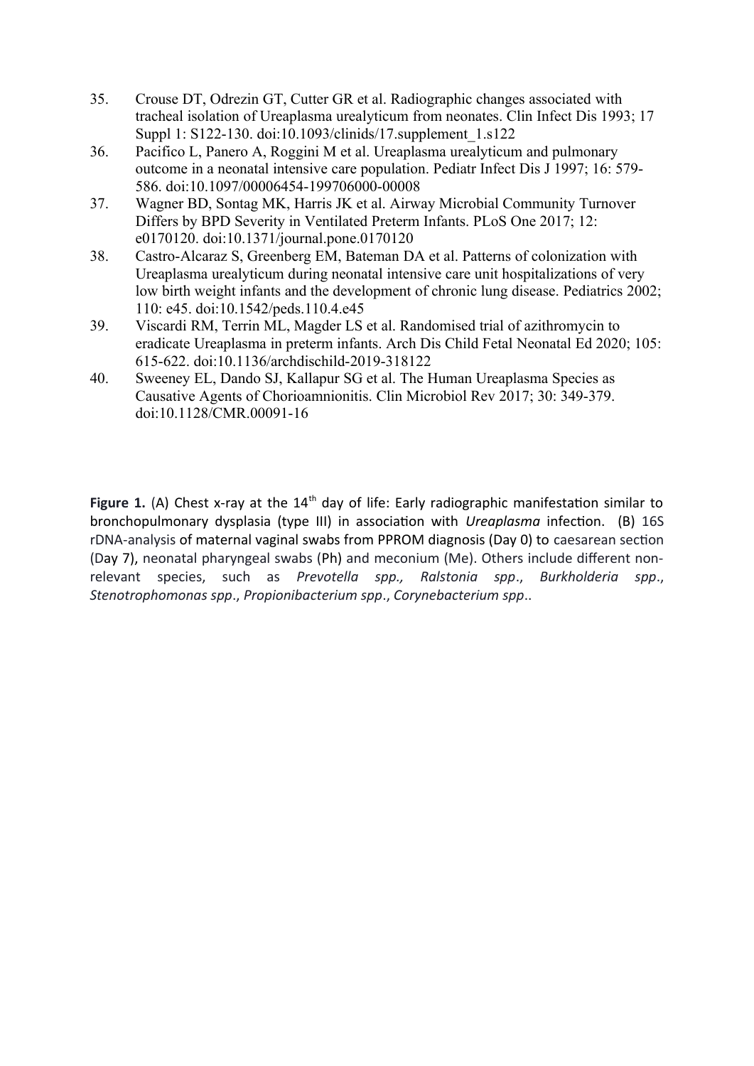35. Crouse DT, Odrezin GT, Cutter GR et al. Radiographic changes associated with tracheal isolation of Ureaplasma urealyticum from neonates. Clin Infect Dis 1993; 17 Suppl 1: S122-130. doi:10.1093/clinids/17.supplement_1.s122
36. Pacifico L, Panero A, Roggini M et al. Ureaplasma urealyticum and pulmonary outcome in a neonatal intensive care population. Pediatr Infect Dis J 1997; 16: 579-586. doi:10.1097/00006454-199706000-00008
37. Wagner BD, Sontag MK, Harris JK et al. Airway Microbial Community Turnover Differs by BPD Severity in Ventilated Preterm Infants. PLoS One 2017; 12: e0170120. doi:10.1371/journal.pone.0170120
38. Castro-Alcaraz S, Greenberg EM, Bateman DA et al. Patterns of colonization with Ureaplasma urealyticum during neonatal intensive care unit hospitalizations of very low birth weight infants and the development of chronic lung disease. Pediatrics 2002; 110: e45. doi:10.1542/peds.110.4.e45
39. Viscardi RM, Terrin ML, Magder LS et al. Randomised trial of azithromycin to eradicate Ureaplasma in preterm infants. Arch Dis Child Fetal Neonatal Ed 2020; 105: 615-622. doi:10.1136/archdischild-2019-318122
40. Sweeney EL, Dando SJ, Kallapur SG et al. The Human Ureaplasma Species as Causative Agents of Chorioamnionitis. Clin Microbiol Rev 2017; 30: 349-379. doi:10.1128/CMR.00091-16

**Figure 1.** (A) Chest x-ray at the 14th day of life: Early radiographic manifestation similar to bronchopulmonary dysplasia (type III) in association with *Ureaplasma* infection. (B) 16S rDNA-analysis of maternal vaginal swabs from PPROM diagnosis (Day 0) to caesarean section (Day 7), neonatal pharyngeal swabs (Ph) and meconium (Me). Others include different non-relevant species, such as *Prevotella spp., Ralstonia spp*., *Burkholderia spp*., *Stenotrophomonas spp*., *Propionibacterium spp*., *Corynebacterium spp*..